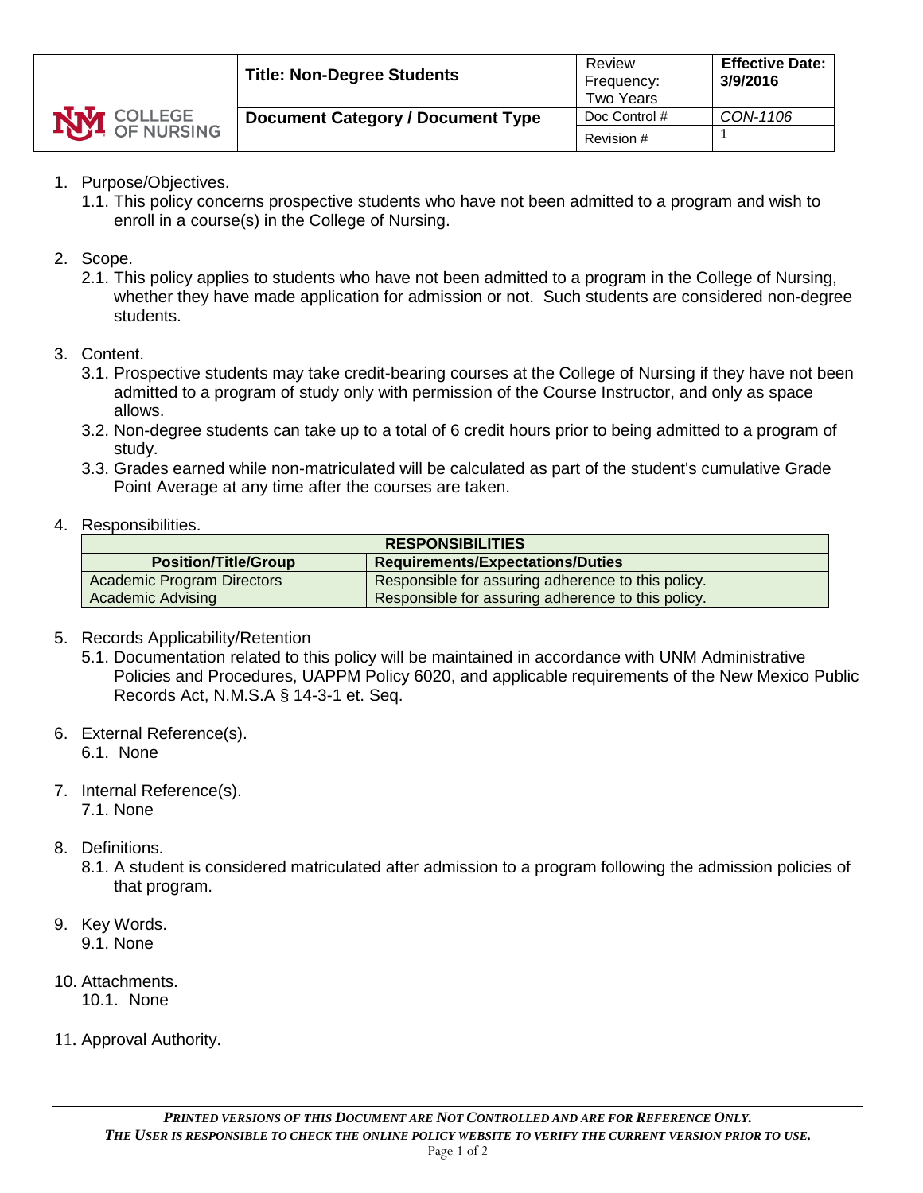| COLLEGE OF NURSING | **Title: Non-Degree Students** | Review Frequency: Two Years | **Effective Date: 3/9/2016** |
|---|---|---|---|
| | **Document Category / Document Type** | Doc Control # | *CON-1106* |
| | | Revision # | 1 |

1. Purpose/Objectives.
   1.1. This policy concerns prospective students who have not been admitted to a program and wish to enroll in a course(s) in the College of Nursing.

2. Scope.
   2.1. This policy applies to students who have not been admitted to a program in the College of Nursing, whether they have made application for admission or not. Such students are considered non-degree students.

3. Content.
   3.1. Prospective students may take credit-bearing courses at the College of Nursing if they have not been admitted to a program of study only with permission of the Course Instructor, and only as space allows.
   3.2. Non-degree students can take up to a total of 6 credit hours prior to being admitted to a program of study.
   3.3. Grades earned while non-matriculated will be calculated as part of the student's cumulative Grade Point Average at any time after the courses are taken.

4. Responsibilities.

| **RESPONSIBILITIES** | |
|---|---|
| **Position/Title/Group** | **Requirements/Expectations/Duties** |
| Academic Program Directors | Responsible for assuring adherence to this policy. |
| Academic Advising | Responsible for assuring adherence to this policy. |

5. Records Applicability/Retention
   5.1. Documentation related to this policy will be maintained in accordance with UNM Administrative Policies and Procedures, UAPPM Policy 6020, and applicable requirements of the New Mexico Public Records Act, N.M.S.A § 14-3-1 et. Seq.

6. External Reference(s).
   6.1. None

7. Internal Reference(s).
   7.1. None

8. Definitions.
   8.1. A student is considered matriculated after admission to a program following the admission policies of that program.

9. Key Words.
   9.1. None

10. Attachments.
    10.1. None

11. Approval Authority.

***PRINTED VERSIONS OF THIS DOCUMENT ARE NOT CONTROLLED AND ARE FOR REFERENCE ONLY.***
***THE USER IS RESPONSIBLE TO CHECK THE ONLINE POLICY WEBSITE TO VERIFY THE CURRENT VERSION PRIOR TO USE.***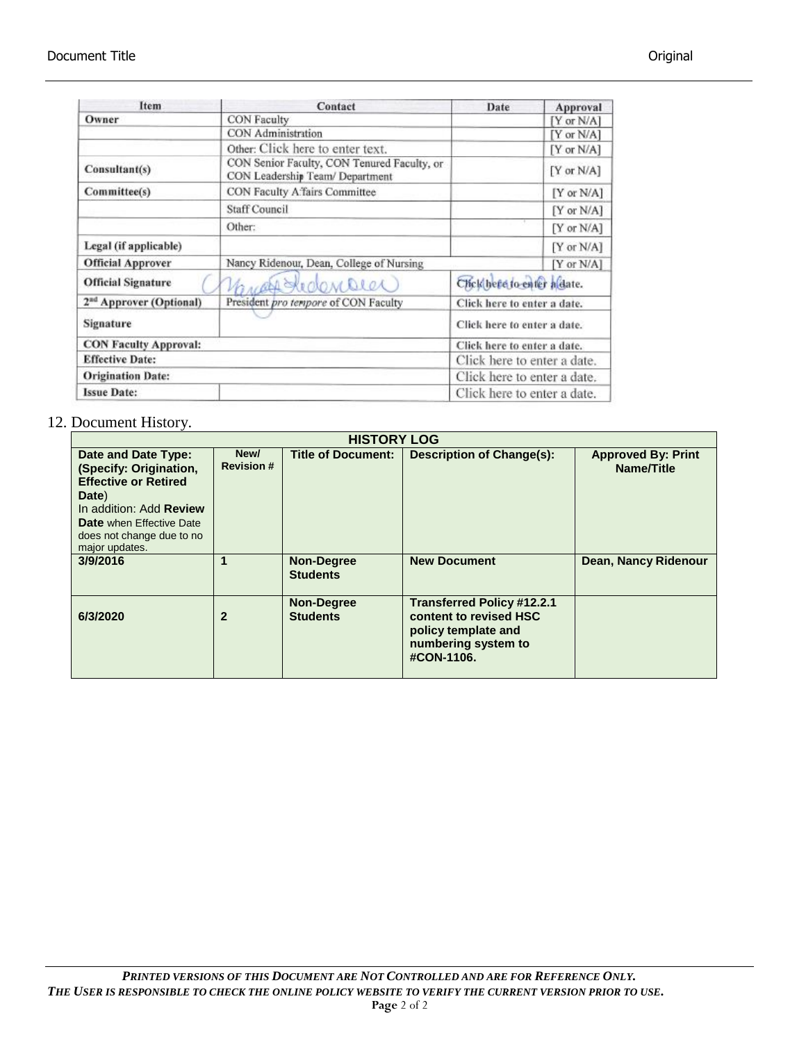| Item | Contact | Date | Approval |
|---|---|---|---|
| Owner | CON Faculty | | [Y or N/A] |
| | CON Administration | | [Y or N/A] |
| | Other: Click here to enter text. | | [Y or N/A] |
| Consultant(s) | CON Senior Faculty, CON Tenured Faculty, or CON Leadership Team/ Department | | [Y or N/A] |
| Committee(s) | CON Faculty Affairs Committee | | [Y or N/A] |
| | Staff Council | | [Y or N/A] |
| | Other: | | [Y or N/A] |
| Legal (if applicable) | | | [Y or N/A] |
| Official Approver | Nancy Ridenour, Dean, College of Nursing | | [Y or N/A] |
| Official Signature | Nancy Ridenour | Click here to enter a date. | |
| 2nd Approver (Optional) | President *pro tempore* of CON Faculty | Click here to enter a date. | |
| Signature | | Click here to enter a date. | |
| CON Faculty Approval: | | Click here to enter a date. | |
| Effective Date: | | Click here to enter a date. | |
| Origination Date: | | Click here to enter a date. | |
| Issue Date: | | Click here to enter a date. | |

12. Document History.

| HISTORY LOG | | | | |
|---|---|---|---|---|
| **Date and Date Type: (Specify: Origination, Effective or Retired Date)** In addition: Add **Review Date** when Effective Date does not change due to no major updates. | **New/ Revision #** | **Title of Document:** | **Description of Change(s):** | **Approved By: Print Name/Title** |
| **3/9/2016** | **1** | **Non-Degree Students** | **New Document** | **Dean, Nancy Ridenour** |
| **6/3/2020** | **2** | **Non-Degree Students** | **Transferred Policy #12.2.1 content to revised HSC policy template and numbering system to #CON-1106.** | |